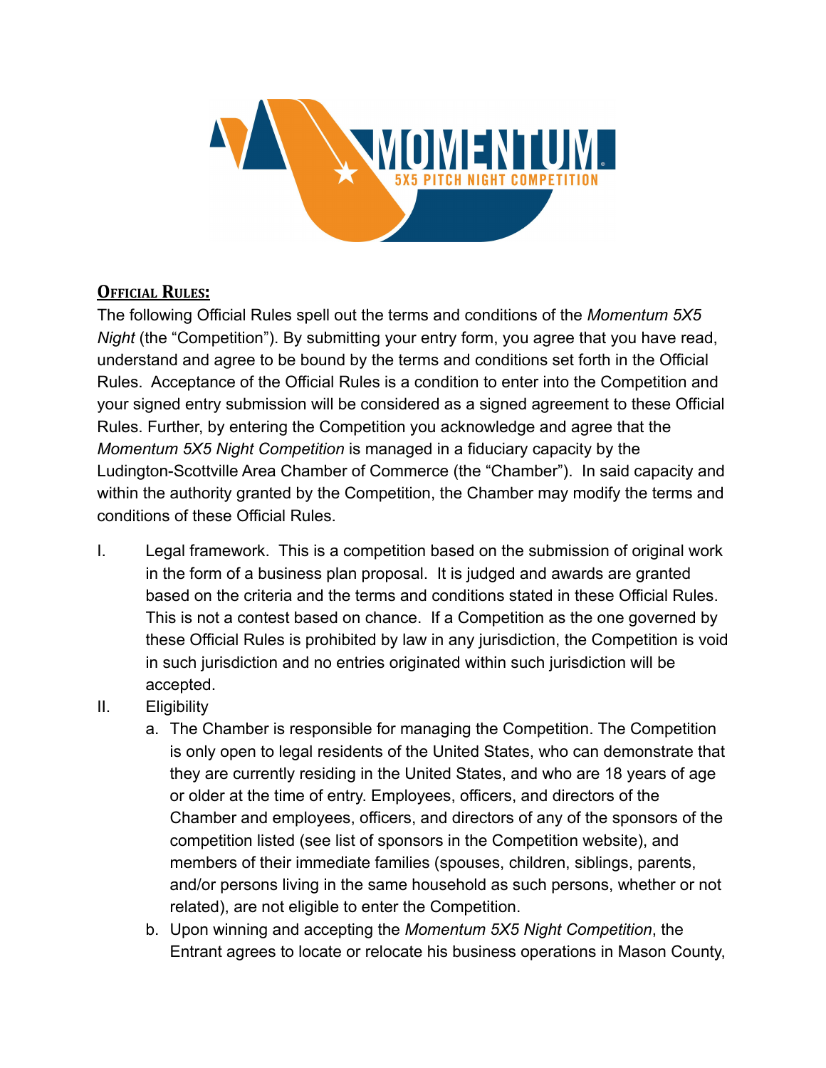**Official Rules:**

The following Official Rules spell out the terms and conditions of the *Momentum 5X5 Night* (the "Competition"). By submitting your entry form, you agree that you have read, understand and agree to be bound by the terms and conditions set forth in the Official Rules. Acceptance of the Official Rules is a condition to enter into the Competition and your signed entry submission will be considered as a signed agreement to these Official Rules. Further, by entering the Competition you acknowledge and agree that the *Momentum 5X5 Night Competition* is managed in a fiduciary capacity by the Ludington-Scottville Area Chamber of Commerce (the "Chamber"). In said capacity and within the authority granted by the Competition, the Chamber may modify the terms and conditions of these Official Rules.

I. Legal framework. This is a competition based on the submission of original work in the form of a business plan proposal. It is judged and awards are granted based on the criteria and the terms and conditions stated in these Official Rules. This is not a contest based on chance. If a Competition as the one governed by these Official Rules is prohibited by law in any jurisdiction, the Competition is void in such jurisdiction and no entries originated within such jurisdiction will be accepted.

II. Eligibility

   a. The Chamber is responsible for managing the Competition. The Competition is only open to legal residents of the United States, who can demonstrate that they are currently residing in the United States, and who are 18 years of age or older at the time of entry. Employees, officers, and directors of the Chamber and employees, officers, and directors of any of the sponsors of the competition listed (see list of sponsors in the Competition website), and members of their immediate families (spouses, children, siblings, parents, and/or persons living in the same household as such persons, whether or not related), are not eligible to enter the Competition.

   b. Upon winning and accepting the *Momentum 5X5 Night Competition*, the Entrant agrees to locate or relocate his business operations in Mason County,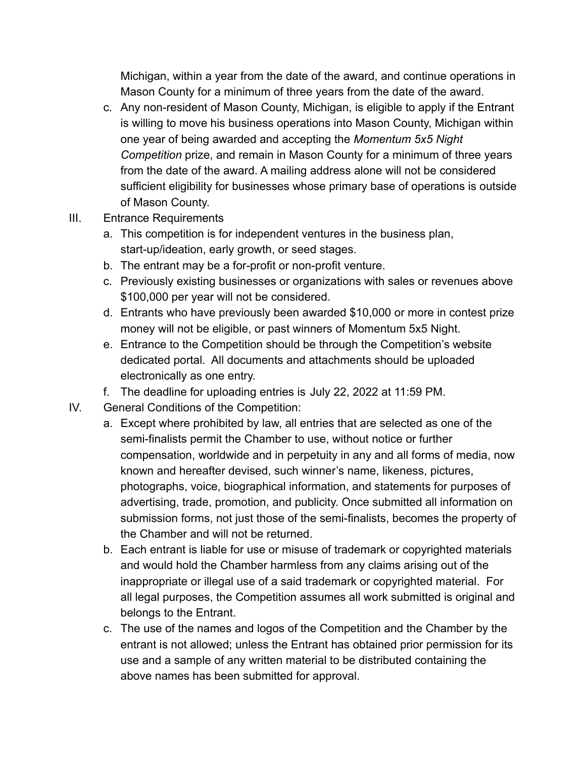Michigan, within a year from the date of the award, and continue operations in Mason County for a minimum of three years from the date of the award.

c. Any non-resident of Mason County, Michigan, is eligible to apply if the Entrant is willing to move his business operations into Mason County, Michigan within one year of being awarded and accepting the *Momentum 5x5 Night Competition* prize, and remain in Mason County for a minimum of three years from the date of the award. A mailing address alone will not be considered sufficient eligibility for businesses whose primary base of operations is outside of Mason County.

III. Entrance Requirements

a. This competition is for independent ventures in the business plan, start-up/ideation, early growth, or seed stages.
b. The entrant may be a for-profit or non-profit venture.
c. Previously existing businesses or organizations with sales or revenues above $100,000 per year will not be considered.
d. Entrants who have previously been awarded $10,000 or more in contest prize money will not be eligible, or past winners of Momentum 5x5 Night.
e. Entrance to the Competition should be through the Competition's website dedicated portal. All documents and attachments should be uploaded electronically as one entry.
f. The deadline for uploading entries is July 22, 2022 at 11:59 PM.

IV. General Conditions of the Competition:

a. Except where prohibited by law, all entries that are selected as one of the semi-finalists permit the Chamber to use, without notice or further compensation, worldwide and in perpetuity in any and all forms of media, now known and hereafter devised, such winner's name, likeness, pictures, photographs, voice, biographical information, and statements for purposes of advertising, trade, promotion, and publicity. Once submitted all information on submission forms, not just those of the semi-finalists, becomes the property of the Chamber and will not be returned.
b. Each entrant is liable for use or misuse of trademark or copyrighted materials and would hold the Chamber harmless from any claims arising out of the inappropriate or illegal use of a said trademark or copyrighted material. For all legal purposes, the Competition assumes all work submitted is original and belongs to the Entrant.
c. The use of the names and logos of the Competition and the Chamber by the entrant is not allowed; unless the Entrant has obtained prior permission for its use and a sample of any written material to be distributed containing the above names has been submitted for approval.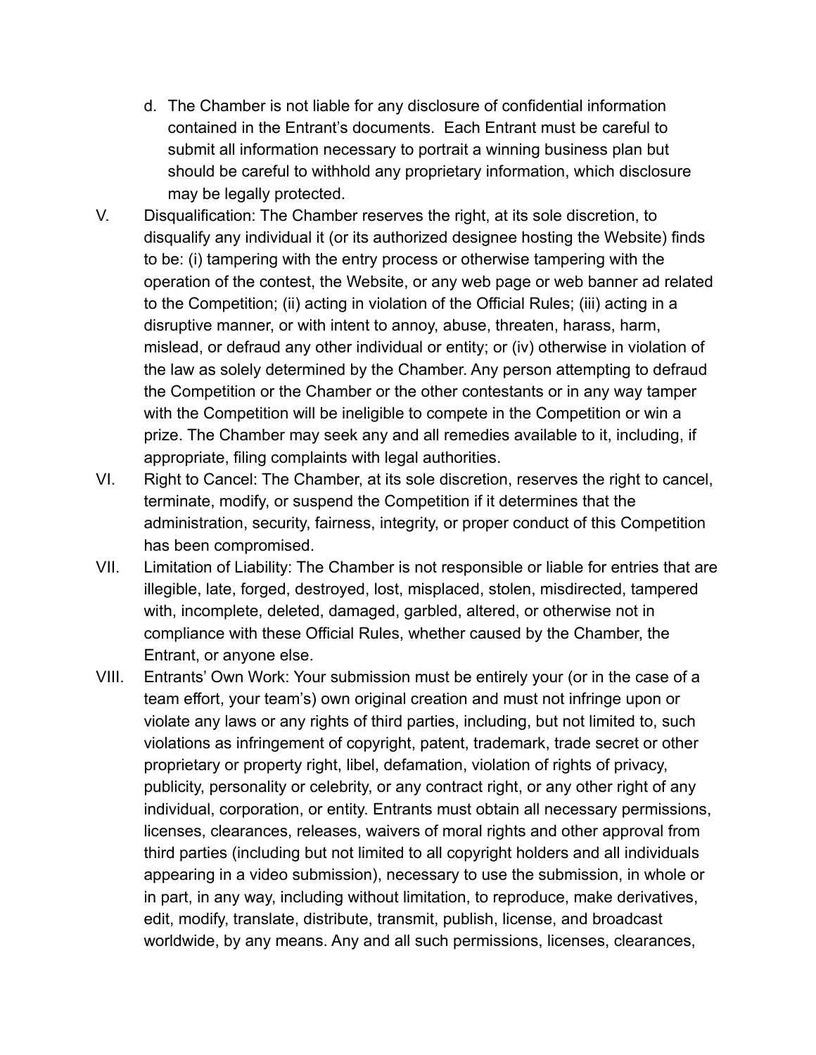d. The Chamber is not liable for any disclosure of confidential information contained in the Entrant's documents. Each Entrant must be careful to submit all information necessary to portrait a winning business plan but should be careful to withhold any proprietary information, which disclosure may be legally protected.

V. Disqualification: The Chamber reserves the right, at its sole discretion, to disqualify any individual it (or its authorized designee hosting the Website) finds to be: (i) tampering with the entry process or otherwise tampering with the operation of the contest, the Website, or any web page or web banner ad related to the Competition; (ii) acting in violation of the Official Rules; (iii) acting in a disruptive manner, or with intent to annoy, abuse, threaten, harass, harm, mislead, or defraud any other individual or entity; or (iv) otherwise in violation of the law as solely determined by the Chamber. Any person attempting to defraud the Competition or the Chamber or the other contestants or in any way tamper with the Competition will be ineligible to compete in the Competition or win a prize. The Chamber may seek any and all remedies available to it, including, if appropriate, filing complaints with legal authorities.

VI. Right to Cancel: The Chamber, at its sole discretion, reserves the right to cancel, terminate, modify, or suspend the Competition if it determines that the administration, security, fairness, integrity, or proper conduct of this Competition has been compromised.

VII. Limitation of Liability: The Chamber is not responsible or liable for entries that are illegible, late, forged, destroyed, lost, misplaced, stolen, misdirected, tampered with, incomplete, deleted, damaged, garbled, altered, or otherwise not in compliance with these Official Rules, whether caused by the Chamber, the Entrant, or anyone else.

VIII. Entrants' Own Work: Your submission must be entirely your (or in the case of a team effort, your team's) own original creation and must not infringe upon or violate any laws or any rights of third parties, including, but not limited to, such violations as infringement of copyright, patent, trademark, trade secret or other proprietary or property right, libel, defamation, violation of rights of privacy, publicity, personality or celebrity, or any contract right, or any other right of any individual, corporation, or entity. Entrants must obtain all necessary permissions, licenses, clearances, releases, waivers of moral rights and other approval from third parties (including but not limited to all copyright holders and all individuals appearing in a video submission), necessary to use the submission, in whole or in part, in any way, including without limitation, to reproduce, make derivatives, edit, modify, translate, distribute, transmit, publish, license, and broadcast worldwide, by any means. Any and all such permissions, licenses, clearances,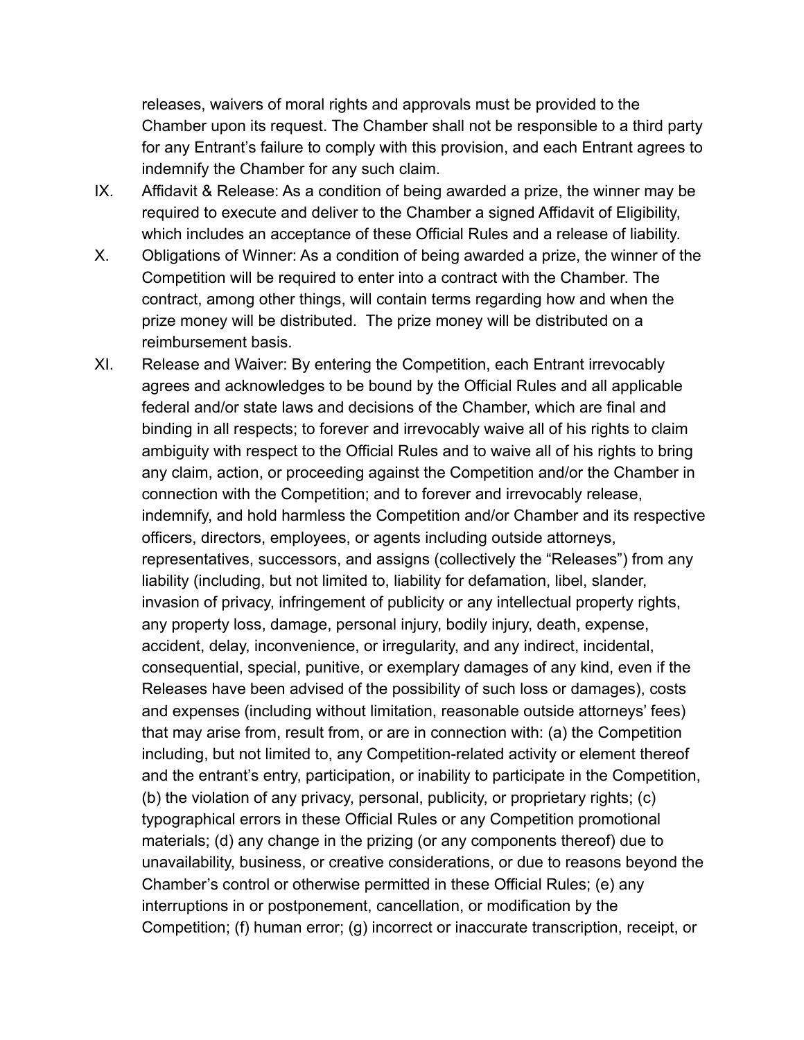releases, waivers of moral rights and approvals must be provided to the Chamber upon its request. The Chamber shall not be responsible to a third party for any Entrant's failure to comply with this provision, and each Entrant agrees to indemnify the Chamber for any such claim.

IX. Affidavit & Release: As a condition of being awarded a prize, the winner may be required to execute and deliver to the Chamber a signed Affidavit of Eligibility, which includes an acceptance of these Official Rules and a release of liability.

X. Obligations of Winner: As a condition of being awarded a prize, the winner of the Competition will be required to enter into a contract with the Chamber. The contract, among other things, will contain terms regarding how and when the prize money will be distributed. The prize money will be distributed on a reimbursement basis.

XI. Release and Waiver: By entering the Competition, each Entrant irrevocably agrees and acknowledges to be bound by the Official Rules and all applicable federal and/or state laws and decisions of the Chamber, which are final and binding in all respects; to forever and irrevocably waive all of his rights to claim ambiguity with respect to the Official Rules and to waive all of his rights to bring any claim, action, or proceeding against the Competition and/or the Chamber in connection with the Competition; and to forever and irrevocably release, indemnify, and hold harmless the Competition and/or Chamber and its respective officers, directors, employees, or agents including outside attorneys, representatives, successors, and assigns (collectively the "Releases") from any liability (including, but not limited to, liability for defamation, libel, slander, invasion of privacy, infringement of publicity or any intellectual property rights, any property loss, damage, personal injury, bodily injury, death, expense, accident, delay, inconvenience, or irregularity, and any indirect, incidental, consequential, special, punitive, or exemplary damages of any kind, even if the Releases have been advised of the possibility of such loss or damages), costs and expenses (including without limitation, reasonable outside attorneys' fees) that may arise from, result from, or are in connection with: (a) the Competition including, but not limited to, any Competition-related activity or element thereof and the entrant's entry, participation, or inability to participate in the Competition, (b) the violation of any privacy, personal, publicity, or proprietary rights; (c) typographical errors in these Official Rules or any Competition promotional materials; (d) any change in the prizing (or any components thereof) due to unavailability, business, or creative considerations, or due to reasons beyond the Chamber's control or otherwise permitted in these Official Rules; (e) any interruptions in or postponement, cancellation, or modification by the Competition; (f) human error; (g) incorrect or inaccurate transcription, receipt, or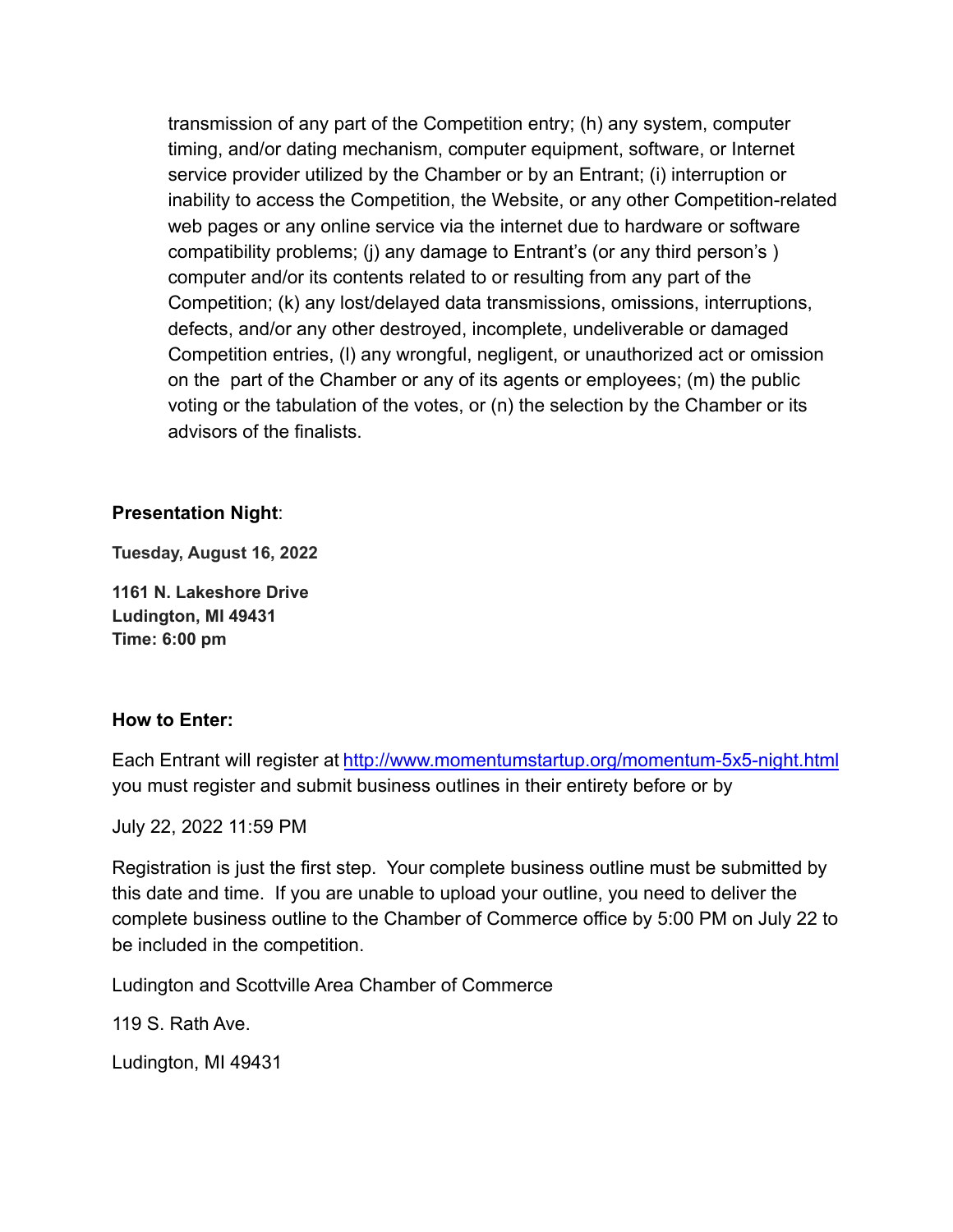transmission of any part of the Competition entry; (h) any system, computer timing, and/or dating mechanism, computer equipment, software, or Internet service provider utilized by the Chamber or by an Entrant; (i) interruption or inability to access the Competition, the Website, or any other Competition-related web pages or any online service via the internet due to hardware or software compatibility problems; (j) any damage to Entrant's (or any third person's ) computer and/or its contents related to or resulting from any part of the Competition; (k) any lost/delayed data transmissions, omissions, interruptions, defects, and/or any other destroyed, incomplete, undeliverable or damaged Competition entries, (l) any wrongful, negligent, or unauthorized act or omission on the part of the Chamber or any of its agents or employees; (m) the public voting or the tabulation of the votes, or (n) the selection by the Chamber or its advisors of the finalists.

**Presentation Night**:

**Tuesday, August 16, 2022**

**1161 N. Lakeshore Drive**
**Ludington, MI 49431**
**Time: 6:00 pm**

**How to Enter:**

Each Entrant will register at [http://www.momentumstartup.org/momentum-5x5-night.html](http://www.momentumstartup.org/momentum-5x5-night.html) you must register and submit business outlines in their entirety before or by

July 22, 2022 11:59 PM

Registration is just the first step. Your complete business outline must be submitted by this date and time. If you are unable to upload your outline, you need to deliver the complete business outline to the Chamber of Commerce office by 5:00 PM on July 22 to be included in the competition.

Ludington and Scottville Area Chamber of Commerce

119 S. Rath Ave.

Ludington, MI 49431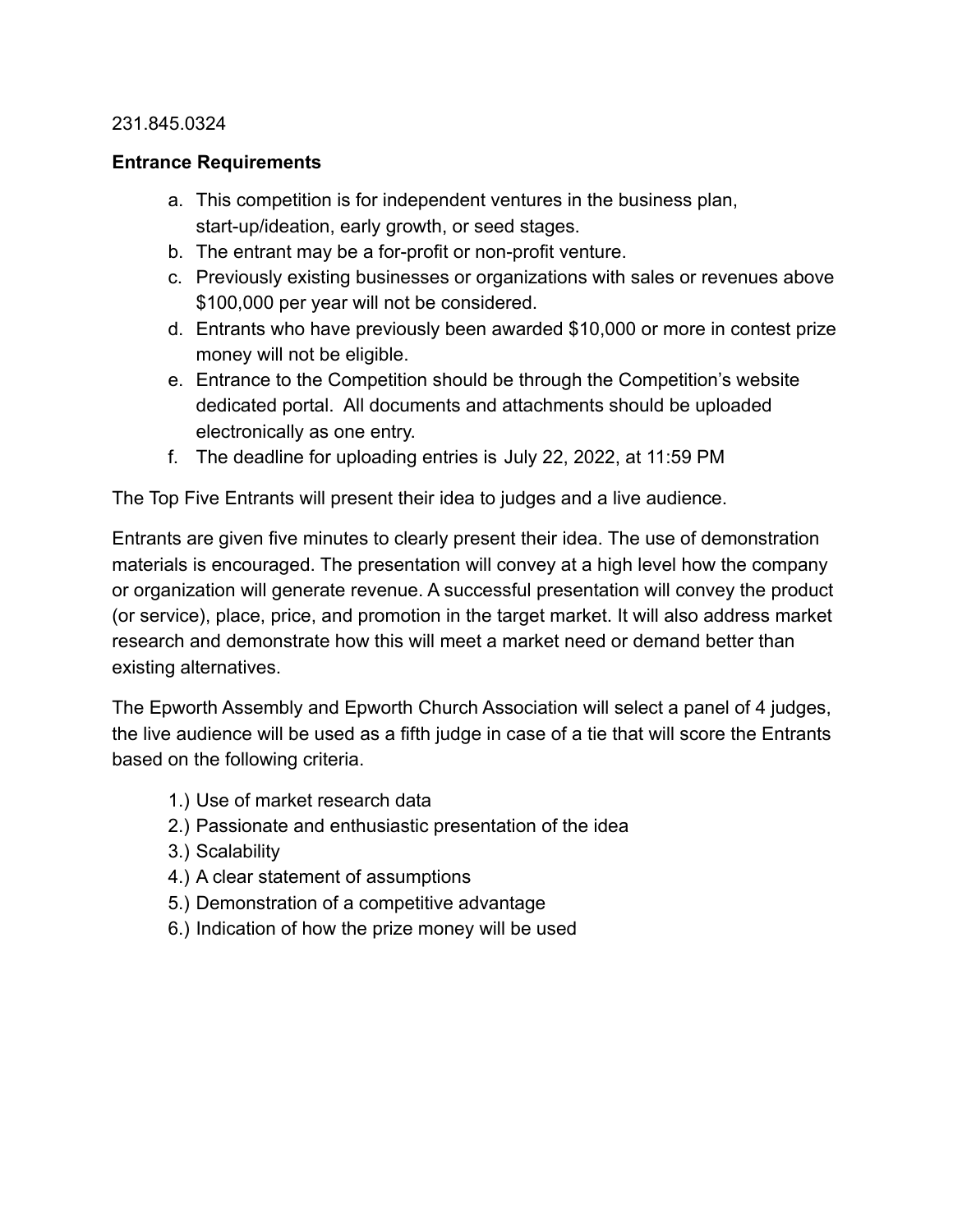231.845.0324

**Entrance Requirements**

a. This competition is for independent ventures in the business plan, start-up/ideation, early growth, or seed stages.
b. The entrant may be a for-profit or non-profit venture.
c. Previously existing businesses or organizations with sales or revenues above $100,000 per year will not be considered.
d. Entrants who have previously been awarded $10,000 or more in contest prize money will not be eligible.
e. Entrance to the Competition should be through the Competition's website dedicated portal. All documents and attachments should be uploaded electronically as one entry.
f. The deadline for uploading entries is July 22, 2022, at 11:59 PM

The Top Five Entrants will present their idea to judges and a live audience.

Entrants are given five minutes to clearly present their idea. The use of demonstration materials is encouraged. The presentation will convey at a high level how the company or organization will generate revenue. A successful presentation will convey the product (or service), place, price, and promotion in the target market. It will also address market research and demonstrate how this will meet a market need or demand better than existing alternatives.

The Epworth Assembly and Epworth Church Association will select a panel of 4 judges, the live audience will be used as a fifth judge in case of a tie that will score the Entrants based on the following criteria.

1.) Use of market research data
2.) Passionate and enthusiastic presentation of the idea
3.) Scalability
4.) A clear statement of assumptions
5.) Demonstration of a competitive advantage
6.) Indication of how the prize money will be used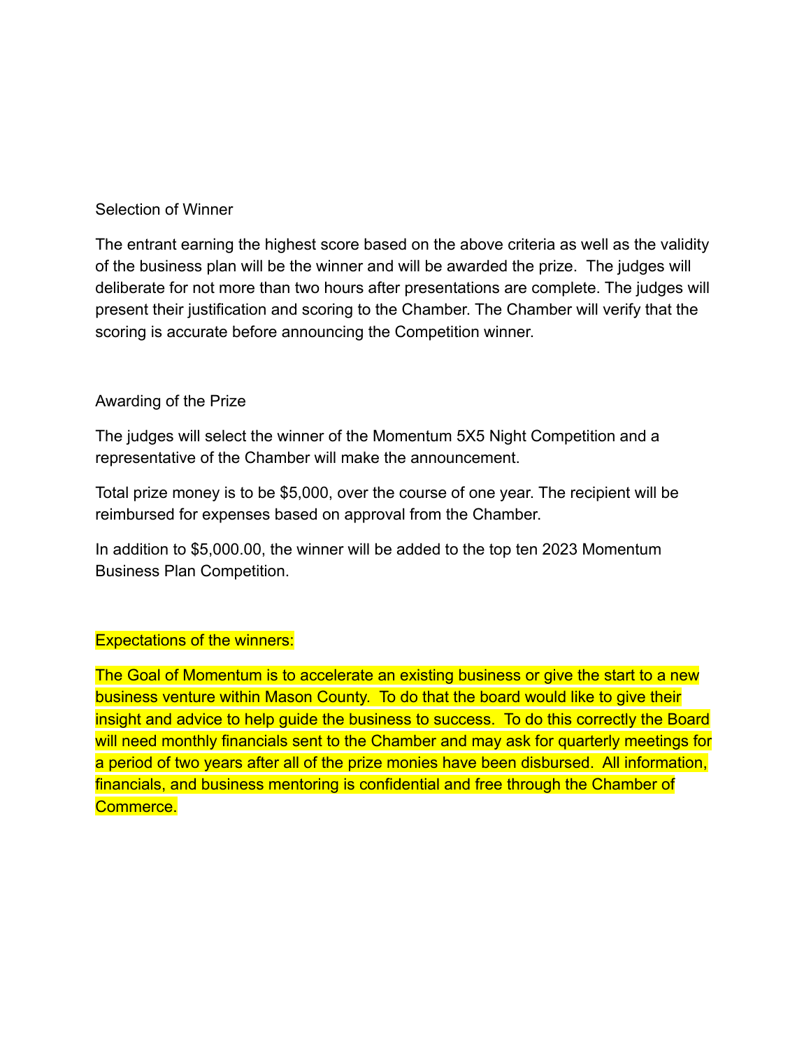### Selection of Winner

The entrant earning the highest score based on the above criteria as well as the validity of the business plan will be the winner and will be awarded the prize. The judges will deliberate for not more than two hours after presentations are complete. The judges will present their justification and scoring to the Chamber. The Chamber will verify that the scoring is accurate before announcing the Competition winner.

### Awarding of the Prize

The judges will select the winner of the Momentum 5X5 Night Competition and a representative of the Chamber will make the announcement.

Total prize money is to be $5,000, over the course of one year. The recipient will be reimbursed for expenses based on approval from the Chamber.

In addition to $5,000.00, the winner will be added to the top ten 2023 Momentum Business Plan Competition.

### Expectations of the winners:

The Goal of Momentum is to accelerate an existing business or give the start to a new business venture within Mason County. To do that the board would like to give their insight and advice to help guide the business to success. To do this correctly the Board will need monthly financials sent to the Chamber and may ask for quarterly meetings for a period of two years after all of the prize monies have been disbursed. All information, financials, and business mentoring is confidential and free through the Chamber of Commerce.